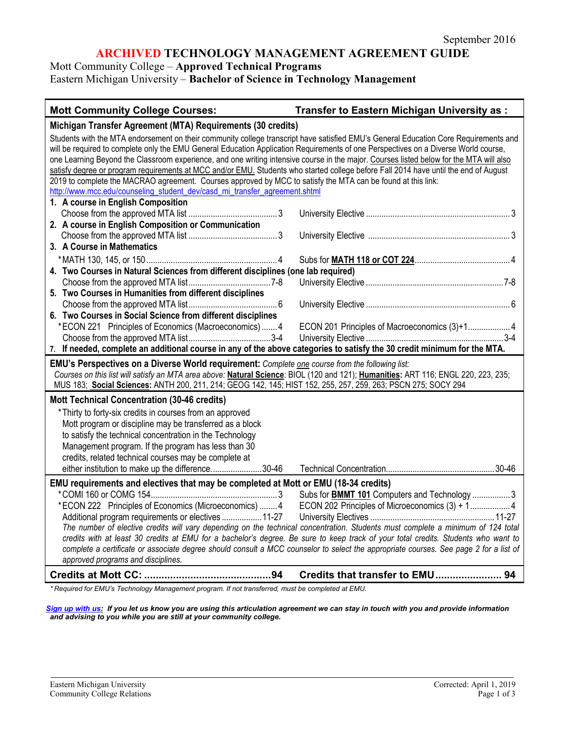September 2016

# ARCHIVED TECHNOLOGY MANAGEMENT AGREEMENT GUIDE

Mott Community College – **Approved Technical Programs**
Eastern Michigan University – **Bachelor of Science in Technology Management**

| **Mott Community College Courses:** | **Transfer to Eastern Michigan University as :** |
|---|---|
| **Michigan Transfer Agreement (MTA) Requirements (30 credits)** | |
| Students with the MTA endorsement on their community college transcript have satisfied EMU's General Education Core Requirements and will be required to complete only the EMU General Education Application Requirements of one Perspectives on a Diverse World course, one Learning Beyond the Classroom experience, and one writing intensive course in the major. Courses listed below for the MTA will also satisfy degree or program requirements at MCC and/or EMU. Students who started college before Fall 2014 have until the end of August 2019 to complete the MACRAO agreement. Courses approved by MCC to satisfy the MTA can be found at this link: http://www.mcc.edu/counseling_student_dev/casd_mi_transfer_agreement.shtml | |
| **1. A course in English Composition** | |
| Choose from the approved MTA list ........ 3 | University Elective ........ 3 |
| **2. A course in English Composition or Communication** | |
| Choose from the approved MTA list ........ 3 | University Elective ........ 3 |
| **3. A Course in Mathematics** | |
| *MATH 130, 145, or 150 ........ 4 | Subs for **MATH 118 or COT 224** ........ 4 |
| **4. Two Courses in Natural Sciences from different disciplines (one lab required)** | |
| Choose from the approved MTA list ........ 7-8 | University Elective ........ 7-8 |
| **5. Two Courses in Humanities from different disciplines** | |
| Choose from the approved MTA list ........ 6 | University Elective ........ 6 |
| **6. Two Courses in Social Science from different disciplines** | |
| *ECON 221 Principles of Economics (Macroeconomics) ........ 4 | ECON 201 Principles of Macroeconomics (3)+1 ........ 4 |
| Choose from the approved MTA list ........ 3-4 | University Elective ........ 3-4 |
| **7. If needed, complete an additional course in any of the above categories to satisfy the 30 credit minimum for the MTA.** | |
| **EMU's Perspectives on a Diverse World requirement:** *Complete one course from the following list: Courses on this list will satisfy an MTA area above:* **Natural Science**: BIOL (120 and 121); **Humanities:** ART 116; ENGL 220, 223, 235; MUS 183; **Social Sciences:** ANTH 200, 211, 214; GEOG 142, 145; HIST 152, 255, 257, 259, 263; PSCN 275; SOCY 294 | |
| **Mott Technical Concentration (30-46 credits)** | |
| *Thirty to forty-six credits in courses from an approved Mott program or discipline may be transferred as a block to satisfy the technical concentration in the Technology Management program. If the program has less than 30 credits, related technical courses may be complete at either institution to make up the difference........ 30-46 | Technical Concentration........ 30-46 |
| **EMU requirements and electives that may be completed at Mott or EMU (18-34 credits)** | |
| *COMI 160 or COMG 154........ 3 | Subs for **BMMT 101** Computers and Technology ........ 3 |
| *ECON 222 Principles of Economics (Microeconomics) ........ 4 | ECON 202 Principles of Microeconomics (3) + 1 ........ 4 |
| Additional program requirements or electives ........ 11-27 | University Electives ........ 11-27 |
| *The number of elective credits will vary depending on the technical concentration. Students must complete a minimum of 124 total credits with at least 30 credits at EMU for a bachelor's degree. Be sure to keep track of your total credits. Students who want to complete a certificate or associate degree should consult a MCC counselor to select the appropriate courses. See page 2 for a list of approved programs and disciplines.* | |
| **Credits at Mott CC: ........ 94** | **Credits that transfer to EMU ........ 94** |

*\* Required for EMU's Technology Management program. If not transferred, must be completed at EMU.*

***Sign up with us**: If you let us know you are using this articulation agreement we can stay in touch with you and provide information and advising to you while you are still at your community college.*

Eastern Michigan University
Community College Relations

Corrected: April 1, 2019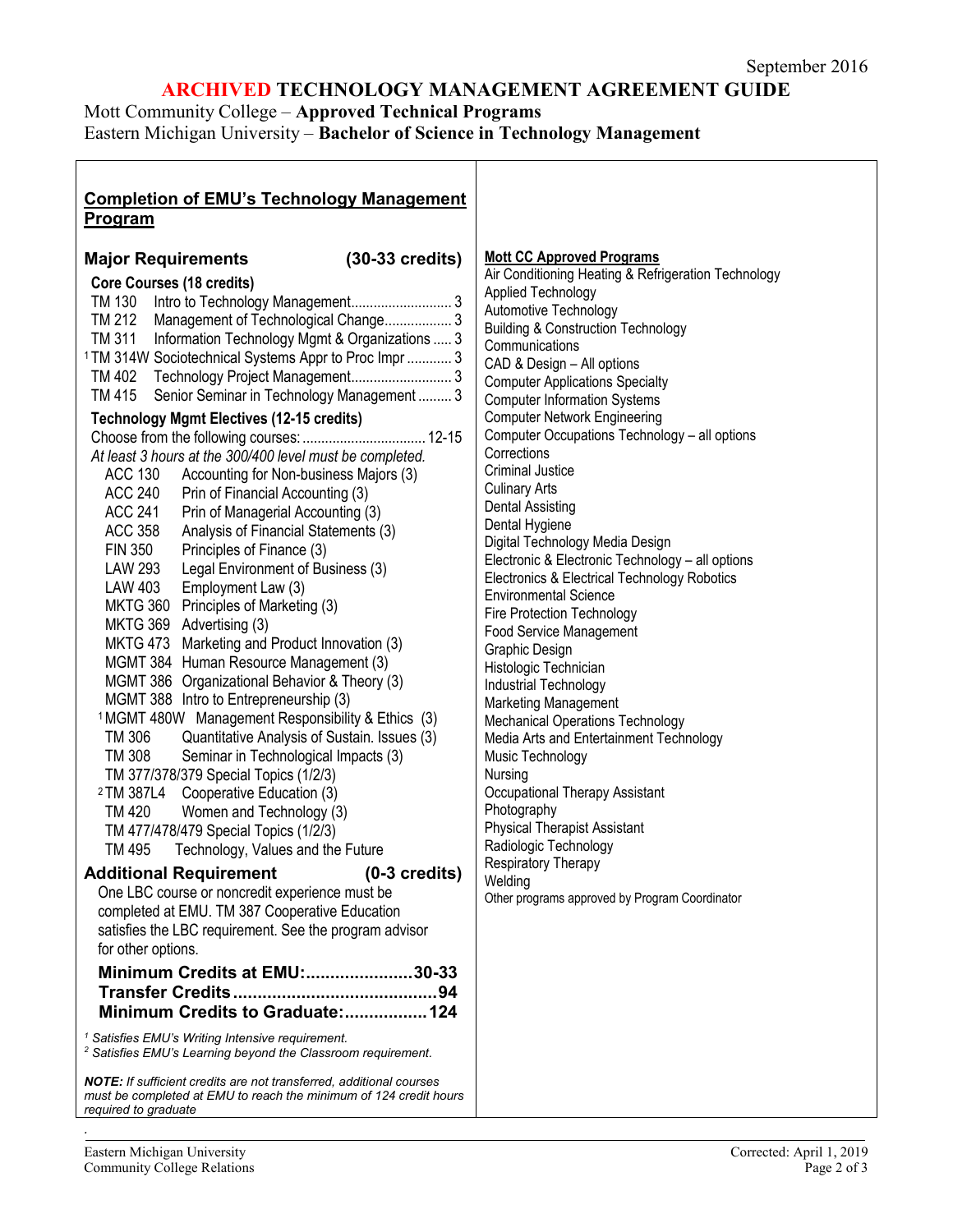September 2016

# ARCHIVED TECHNOLOGY MANAGEMENT AGREEMENT GUIDE

Mott Community College – **Approved Technical Programs**
Eastern Michigan University – **Bachelor of Science in Technology Management**

## Completion of EMU's Technology Management Program

### Major Requirements (30-33 credits)

**Core Courses (18 credits)**

- TM 130 Intro to Technology Management ........................... 3
- TM 212 Management of Technological Change .................. 3
- TM 311 Information Technology Mgmt & Organizations ..... 3
- [1] TM 314W Sociotechnical Systems Appr to Proc Impr ............ 3
- TM 402 Technology Project Management ........................... 3
- TM 415 Senior Seminar in Technology Management ......... 3

**Technology Mgmt Electives (12-15 credits)**

Choose from the following courses: ................................ 12-15

*At least 3 hours at the 300/400 level must be completed.*

- ACC 130 Accounting for Non-business Majors (3)
- ACC 240 Prin of Financial Accounting (3)
- ACC 241 Prin of Managerial Accounting (3)
- ACC 358 Analysis of Financial Statements (3)
- FIN 350 Principles of Finance (3)
- LAW 293 Legal Environment of Business (3)
- LAW 403 Employment Law (3)
- MKTG 360 Principles of Marketing (3)
- MKTG 369 Advertising (3)
- MKTG 473 Marketing and Product Innovation (3)
- MGMT 384 Human Resource Management (3)
- MGMT 386 Organizational Behavior & Theory (3)
- MGMT 388 Intro to Entrepreneurship (3)
- [1] MGMT 480W Management Responsibility & Ethics (3)
- TM 306 Quantitative Analysis of Sustain. Issues (3)
- TM 308 Seminar in Technological Impacts (3)
- TM 377/378/379 Special Topics (1/2/3)
- [2] TM 387L4 Cooperative Education (3)
- TM 420 Women and Technology (3)
- TM 477/478/479 Special Topics (1/2/3)
- TM 495 Technology, Values and the Future

### Additional Requirement (0-3 credits)

One LBC course or noncredit experience must be completed at EMU. TM 387 Cooperative Education satisfies the LBC requirement. See the program advisor for other options.

**Minimum Credits at EMU: ......................30-33**
**Transfer Credits .........................................94**
**Minimum Credits to Graduate: .................124**

*[1] Satisfies EMU's Writing Intensive requirement.*
*[2] Satisfies EMU's Learning beyond the Classroom requirement.*

***NOTE:** If sufficient credits are not transferred, additional courses must be completed at EMU to reach the minimum of 124 credit hours required to graduate*

### Mott CC Approved Programs

- Air Conditioning Heating & Refrigeration Technology
- Applied Technology
- Automotive Technology
- Building & Construction Technology
- Communications
- CAD & Design – All options
- Computer Applications Specialty
- Computer Information Systems
- Computer Network Engineering
- Computer Occupations Technology – all options
- Corrections
- Criminal Justice
- Culinary Arts
- Dental Assisting
- Dental Hygiene
- Digital Technology Media Design
- Electronic & Electronic Technology – all options
- Electronics & Electrical Technology Robotics
- Environmental Science
- Fire Protection Technology
- Food Service Management
- Graphic Design
- Histologic Technician
- Industrial Technology
- Marketing Management
- Mechanical Operations Technology
- Media Arts and Entertainment Technology
- Music Technology
- Nursing
- Occupational Therapy Assistant
- Photography
- Physical Therapist Assistant
- Radiologic Technology
- Respiratory Therapy
- Welding
- Other programs approved by Program Coordinator

Eastern Michigan University
Community College Relations

Corrected: April 1, 2019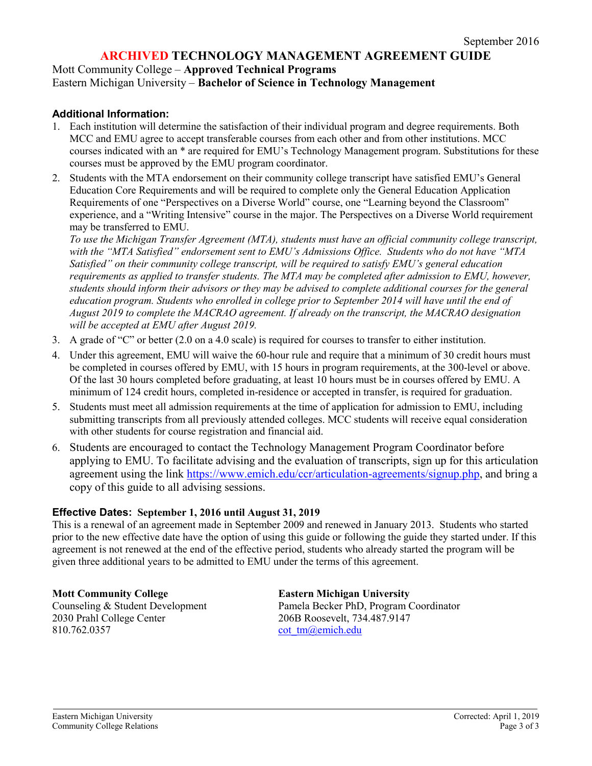September 2016

# ARCHIVED TECHNOLOGY MANAGEMENT AGREEMENT GUIDE

Mott Community College – **Approved Technical Programs**
Eastern Michigan University – **Bachelor of Science in Technology Management**

### Additional Information:

1. Each institution will determine the satisfaction of their individual program and degree requirements. Both MCC and EMU agree to accept transferable courses from each other and from other institutions. MCC courses indicated with an * are required for EMU's Technology Management program. Substitutions for these courses must be approved by the EMU program coordinator.
2. Students with the MTA endorsement on their community college transcript have satisfied EMU's General Education Core Requirements and will be required to complete only the General Education Application Requirements of one "Perspectives on a Diverse World" course, one "Learning beyond the Classroom" experience, and a "Writing Intensive" course in the major. The Perspectives on a Diverse World requirement may be transferred to EMU.
   *To use the Michigan Transfer Agreement (MTA), students must have an official community college transcript, with the "MTA Satisfied" endorsement sent to EMU's Admissions Office. Students who do not have "MTA Satisfied" on their community college transcript, will be required to satisfy EMU's general education requirements as applied to transfer students. The MTA may be completed after admission to EMU, however, students should inform their advisors or they may be advised to complete additional courses for the general education program. Students who enrolled in college prior to September 2014 will have until the end of August 2019 to complete the MACRAO agreement. If already on the transcript, the MACRAO designation will be accepted at EMU after August 2019.*
3. A grade of "C" or better (2.0 on a 4.0 scale) is required for courses to transfer to either institution.
4. Under this agreement, EMU will waive the 60-hour rule and require that a minimum of 30 credit hours must be completed in courses offered by EMU, with 15 hours in program requirements, at the 300-level or above. Of the last 30 hours completed before graduating, at least 10 hours must be in courses offered by EMU. A minimum of 124 credit hours, completed in-residence or accepted in transfer, is required for graduation.
5. Students must meet all admission requirements at the time of application for admission to EMU, including submitting transcripts from all previously attended colleges. MCC students will receive equal consideration with other students for course registration and financial aid.
6. Students are encouraged to contact the Technology Management Program Coordinator before applying to EMU. To facilitate advising and the evaluation of transcripts, sign up for this articulation agreement using the link https://www.emich.edu/ccr/articulation-agreements/signup.php, and bring a copy of this guide to all advising sessions.

### Effective Dates: September 1, 2016 until August 31, 2019

This is a renewal of an agreement made in September 2009 and renewed in January 2013. Students who started prior to the new effective date have the option of using this guide or following the guide they started under. If this agreement is not renewed at the end of the effective period, students who already started the program will be given three additional years to be admitted to EMU under the terms of this agreement.

**Mott Community College**
Counseling & Student Development
2030 Prahl College Center
810.762.0357

**Eastern Michigan University**
Pamela Becker PhD, Program Coordinator
206B Roosevelt, 734.487.9147
cot_tm@emich.edu

Corrected: April 1, 2019